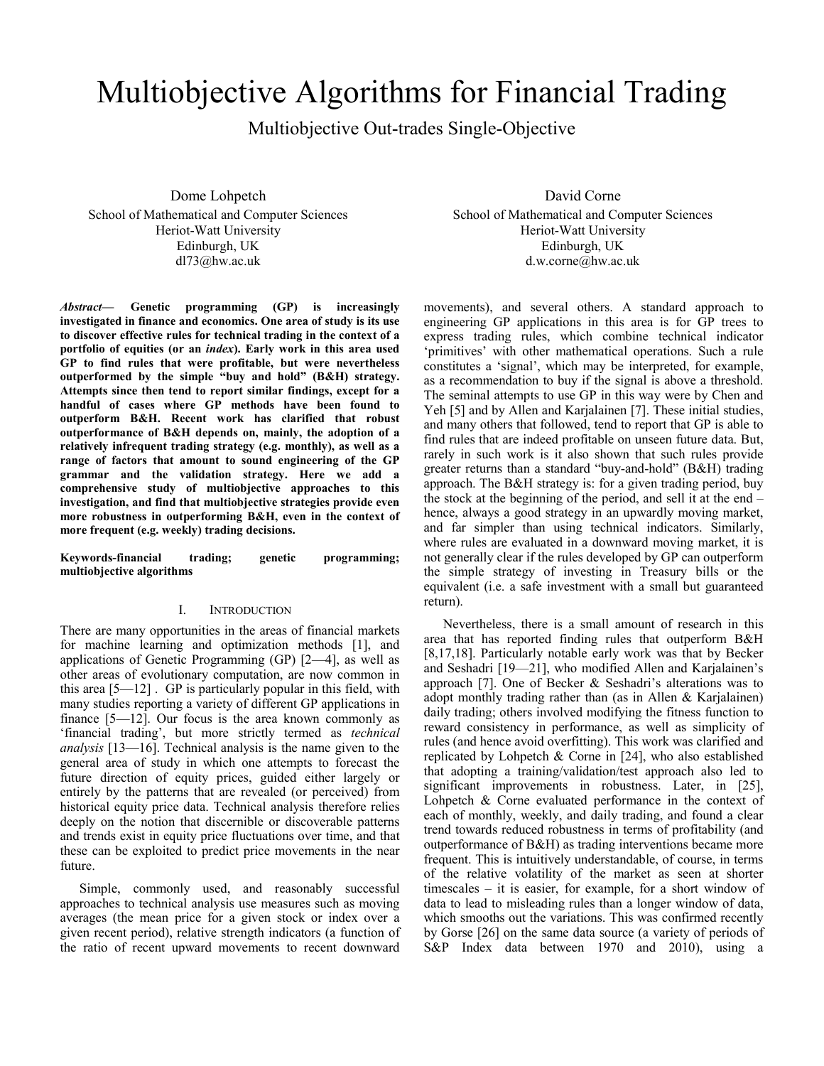# Multiobjective Algorithms for Financial Trading

Multiobjective Out-trades Single-Objective

Dome Lohpetch
School of Mathematical and Computer Sciences
Heriot-Watt University
Edinburgh, UK
dl73@hw.ac.uk

David Corne
School of Mathematical and Computer Sciences
Heriot-Watt University
Edinburgh, UK
d.w.corne@hw.ac.uk

***Abstract*— Genetic programming (GP) is increasingly investigated in finance and economics. One area of study is its use to discover effective rules for technical trading in the context of a portfolio of equities (or an *index*). Early work in this area used GP to find rules that were profitable, but were nevertheless outperformed by the simple "buy and hold" (B&H) strategy. Attempts since then tend to report similar findings, except for a handful of cases where GP methods have been found to outperform B&H. Recent work has clarified that robust outperformance of B&H depends on, mainly, the adoption of a relatively infrequent trading strategy (e.g. monthly), as well as a range of factors that amount to sound engineering of the GP grammar and the validation strategy. Here we add a comprehensive study of multiobjective approaches to this investigation, and find that multiobjective strategies provide even more robustness in outperforming B&H, even in the context of more frequent (e.g. weekly) trading decisions.**

**Keywords-financial trading; genetic programming; multiobjective algorithms**

## I. Introduction

There are many opportunities in the areas of financial markets for machine learning and optimization methods [1], and applications of Genetic Programming (GP) [2—4], as well as other areas of evolutionary computation, are now common in this area [5—12] . GP is particularly popular in this field, with many studies reporting a variety of different GP applications in finance [5—12]. Our focus is the area known commonly as 'financial trading', but more strictly termed as *technical analysis* [13—16]. Technical analysis is the name given to the general area of study in which one attempts to forecast the future direction of equity prices, guided either largely or entirely by the patterns that are revealed (or perceived) from historical equity price data. Technical analysis therefore relies deeply on the notion that discernible or discoverable patterns and trends exist in equity price fluctuations over time, and that these can be exploited to predict price movements in the near future.

Simple, commonly used, and reasonably successful approaches to technical analysis use measures such as moving averages (the mean price for a given stock or index over a given recent period), relative strength indicators (a function of the ratio of recent upward movements to recent downward movements), and several others. A standard approach to engineering GP applications in this area is for GP trees to express trading rules, which combine technical indicator 'primitives' with other mathematical operations. Such a rule constitutes a 'signal', which may be interpreted, for example, as a recommendation to buy if the signal is above a threshold. The seminal attempts to use GP in this way were by Chen and Yeh [5] and by Allen and Karjalainen [7]. These initial studies, and many others that followed, tend to report that GP is able to find rules that are indeed profitable on unseen future data. But, rarely in such work is it also shown that such rules provide greater returns than a standard "buy-and-hold" (B&H) trading approach. The B&H strategy is: for a given trading period, buy the stock at the beginning of the period, and sell it at the end – hence, always a good strategy in an upwardly moving market, and far simpler than using technical indicators. Similarly, where rules are evaluated in a downward moving market, it is not generally clear if the rules developed by GP can outperform the simple strategy of investing in Treasury bills or the equivalent (i.e. a safe investment with a small but guaranteed return).

Nevertheless, there is a small amount of research in this area that has reported finding rules that outperform B&H [8,17,18]. Particularly notable early work was that by Becker and Seshadri [19—21], who modified Allen and Karjalainen's approach [7]. One of Becker & Seshadri's alterations was to adopt monthly trading rather than (as in Allen & Karjalainen) daily trading; others involved modifying the fitness function to reward consistency in performance, as well as simplicity of rules (and hence avoid overfitting). This work was clarified and replicated by Lohpetch & Corne in [24], who also established that adopting a training/validation/test approach also led to significant improvements in robustness. Later, in [25], Lohpetch & Corne evaluated performance in the context of each of monthly, weekly, and daily trading, and found a clear trend towards reduced robustness in terms of profitability (and outperformance of B&H) as trading interventions became more frequent. This is intuitively understandable, of course, in terms of the relative volatility of the market as seen at shorter timescales – it is easier, for example, for a short window of data to lead to misleading rules than a longer window of data, which smooths out the variations. This was confirmed recently by Gorse [26] on the same data source (a variety of periods of S&P Index data between 1970 and 2010), using a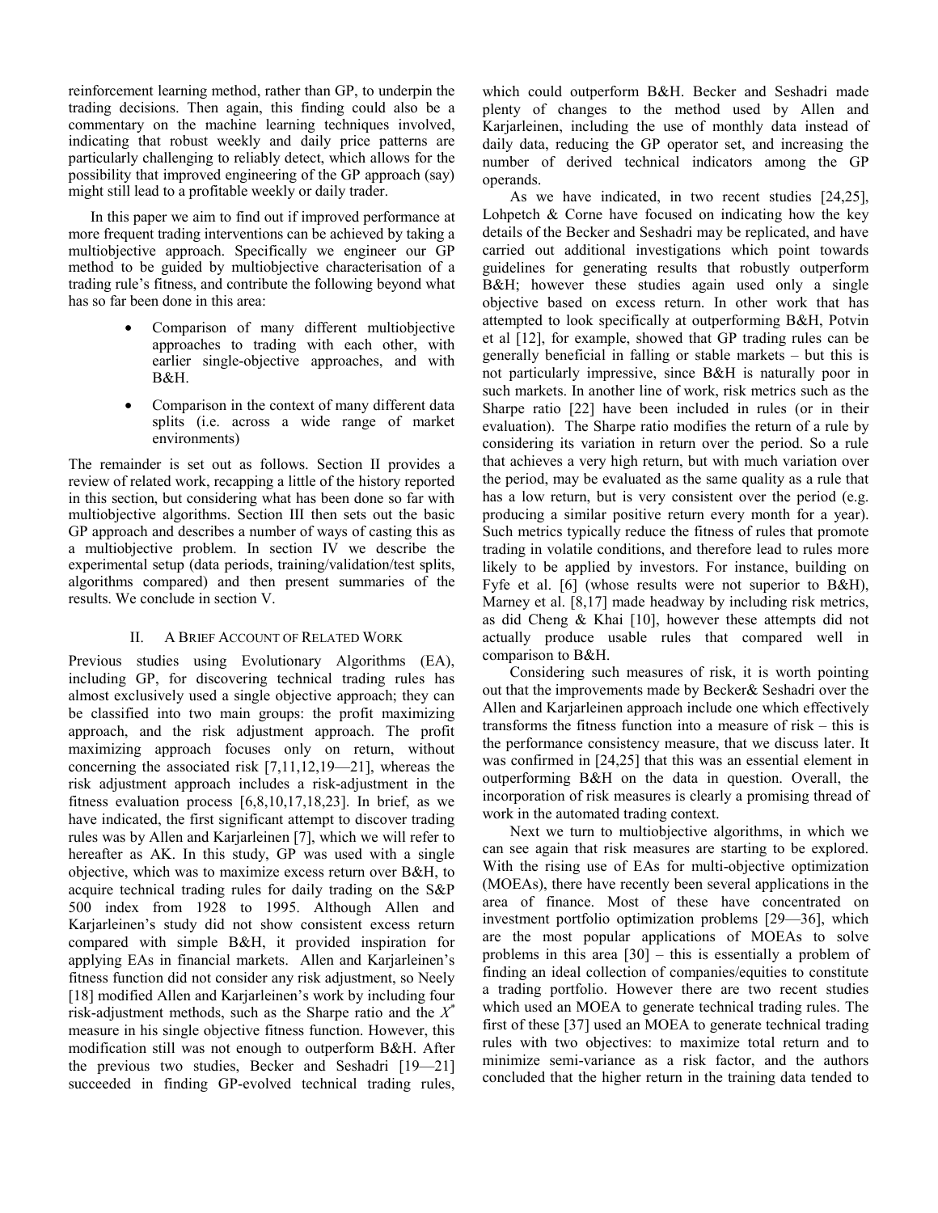reinforcement learning method, rather than GP, to underpin the trading decisions. Then again, this finding could also be a commentary on the machine learning techniques involved, indicating that robust weekly and daily price patterns are particularly challenging to reliably detect, which allows for the possibility that improved engineering of the GP approach (say) might still lead to a profitable weekly or daily trader.

In this paper we aim to find out if improved performance at more frequent trading interventions can be achieved by taking a multiobjective approach. Specifically we engineer our GP method to be guided by multiobjective characterisation of a trading rule's fitness, and contribute the following beyond what has so far been done in this area:

- Comparison of many different multiobjective approaches to trading with each other, with earlier single-objective approaches, and with B&H.
- Comparison in the context of many different data splits (i.e. across a wide range of market environments)

The remainder is set out as follows. Section II provides a review of related work, recapping a little of the history reported in this section, but considering what has been done so far with multiobjective algorithms. Section III then sets out the basic GP approach and describes a number of ways of casting this as a multiobjective problem. In section IV we describe the experimental setup (data periods, training/validation/test splits, algorithms compared) and then present summaries of the results. We conclude in section V.

## II. A Brief Account of Related Work

Previous studies using Evolutionary Algorithms (EA), including GP, for discovering technical trading rules has almost exclusively used a single objective approach; they can be classified into two main groups: the profit maximizing approach, and the risk adjustment approach. The profit maximizing approach focuses only on return, without concerning the associated risk [7,11,12,19—21], whereas the risk adjustment approach includes a risk-adjustment in the fitness evaluation process [6,8,10,17,18,23]. In brief, as we have indicated, the first significant attempt to discover trading rules was by Allen and Karjarleinen [7], which we will refer to hereafter as AK. In this study, GP was used with a single objective, which was to maximize excess return over B&H, to acquire technical trading rules for daily trading on the S&P 500 index from 1928 to 1995. Although Allen and Karjarleinen's study did not show consistent excess return compared with simple B&H, it provided inspiration for applying EAs in financial markets. Allen and Karjarleinen's fitness function did not consider any risk adjustment, so Neely [18] modified Allen and Karjarleinen's work by including four risk-adjustment methods, such as the Sharpe ratio and the $X^*$ measure in his single objective fitness function. However, this modification still was not enough to outperform B&H. After the previous two studies, Becker and Seshadri [19—21] succeeded in finding GP-evolved technical trading rules, which could outperform B&H. Becker and Seshadri made plenty of changes to the method used by Allen and Karjarleinen, including the use of monthly data instead of daily data, reducing the GP operator set, and increasing the number of derived technical indicators among the GP operands.

As we have indicated, in two recent studies [24,25], Lohpetch & Corne have focused on indicating how the key details of the Becker and Seshadri may be replicated, and have carried out additional investigations which point towards guidelines for generating results that robustly outperform B&H; however these studies again used only a single objective based on excess return. In other work that has attempted to look specifically at outperforming B&H, Potvin et al [12], for example, showed that GP trading rules can be generally beneficial in falling or stable markets – but this is not particularly impressive, since B&H is naturally poor in such markets. In another line of work, risk metrics such as the Sharpe ratio [22] have been included in rules (or in their evaluation). The Sharpe ratio modifies the return of a rule by considering its variation in return over the period. So a rule that achieves a very high return, but with much variation over the period, may be evaluated as the same quality as a rule that has a low return, but is very consistent over the period (e.g. producing a similar positive return every month for a year). Such metrics typically reduce the fitness of rules that promote trading in volatile conditions, and therefore lead to rules more likely to be applied by investors. For instance, building on Fyfe et al. [6] (whose results were not superior to B&H), Marney et al. [8,17] made headway by including risk metrics, as did Cheng & Khai [10], however these attempts did not actually produce usable rules that compared well in comparison to B&H.

Considering such measures of risk, it is worth pointing out that the improvements made by Becker& Seshadri over the Allen and Karjarleinen approach include one which effectively transforms the fitness function into a measure of risk – this is the performance consistency measure, that we discuss later. It was confirmed in [24,25] that this was an essential element in outperforming B&H on the data in question. Overall, the incorporation of risk measures is clearly a promising thread of work in the automated trading context.

Next we turn to multiobjective algorithms, in which we can see again that risk measures are starting to be explored. With the rising use of EAs for multi-objective optimization (MOEAs), there have recently been several applications in the area of finance. Most of these have concentrated on investment portfolio optimization problems [29—36], which are the most popular applications of MOEAs to solve problems in this area [30] – this is essentially a problem of finding an ideal collection of companies/equities to constitute a trading portfolio. However there are two recent studies which used an MOEA to generate technical trading rules. The first of these [37] used an MOEA to generate technical trading rules with two objectives: to maximize total return and to minimize semi-variance as a risk factor, and the authors concluded that the higher return in the training data tended to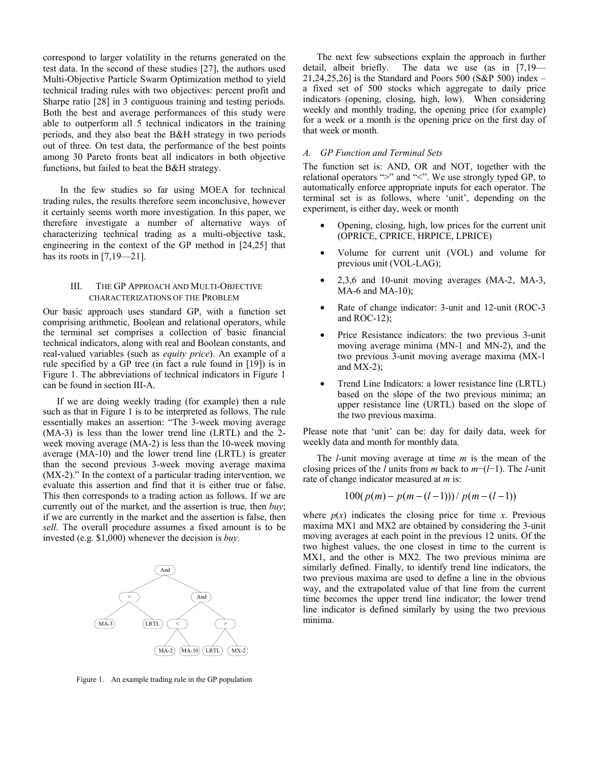correspond to larger volatility in the returns generated on the test data. In the second of these studies [27], the authors used Multi-Objective Particle Swarm Optimization method to yield technical trading rules with two objectives: percent profit and Sharpe ratio [28] in 3 contiguous training and testing periods. Both the best and average performances of this study were able to outperform all 5 technical indicators in the training periods, and they also beat the B&H strategy in two periods out of three. On test data, the performance of the best points among 30 Pareto fronts beat all indicators in both objective functions, but failed to beat the B&H strategy.

In the few studies so far using MOEA for technical trading rules, the results therefore seem inconclusive, however it certainly seems worth more investigation. In this paper, we therefore investigate a number of alternative ways of characterizing technical trading as a multi-objective task, engineering in the context of the GP method in [24,25] that has its roots in [7,19—21].

## III. The GP Approach and Multi-Objective Characterizations of the Problem

Our basic approach uses standard GP, with a function set comprising arithmetic, Boolean and relational operators, while the terminal set comprises a collection of basic financial technical indicators, along with real and Boolean constants, and real-valued variables (such as *equity price*). An example of a rule specified by a GP tree (in fact a rule found in [19]) is in Figure 1. The abbreviations of technical indicators in Figure 1 can be found in section III-A.

If we are doing weekly trading (for example) then a rule such as that in Figure 1 is to be interpreted as follows. The rule essentially makes an assertion: "The 3-week moving average (MA-3) is less than the lower trend line (LRTL) and the 2-week moving average (MA-2) is less than the 10-week moving average (MA-10) and the lower trend line (LRTL) is greater than the second previous 3-week moving average maxima (MX-2)." In the context of a particular trading intervention, we evaluate this assertion and find that it is either true or false. This then corresponds to a trading action as follows. If we are currently out of the market, and the assertion is true, then *buy*; if we are currently in the market and the assertion is false, then *sell*. The overall procedure assumes a fixed amount is to be invested (e.g. $1,000) whenever the decision is *buy*.

```
                And
               /   \
             <       And
            / \     /   \
        MA-3  LRTL <     >
                  / \   / \
              MA-2 MA-10 LRTL MX-2
```

Figure 1. An example trading rule in the GP population

The next few subsections explain the approach in further detail, albeit briefly. The data we use (as in [7,19—21,24,25,26] is the Standard and Poors 500 (S&P 500) index – a fixed set of 500 stocks which aggregate to daily price indicators (opening, closing, high, low). When considering weekly and monthly trading, the opening price (for example) for a week or a month is the opening price on the first day of that week or month.

### A. GP Function and Terminal Sets

The function set is: AND, OR and NOT, together with the relational operators ">" and "<". We use strongly typed GP, to automatically enforce appropriate inputs for each operator. The terminal set is as follows, where 'unit', depending on the experiment, is either day, week or month

- Opening, closing, high, low prices for the current unit (OPRICE, CPRICE, HRPICE, LPRICE)
- Volume for current unit (VOL) and volume for previous unit (VOL-LAG);
- 2,3,6 and 10-unit moving averages (MA-2, MA-3, MA-6 and MA-10);
- Rate of change indicator: 3-unit and 12-unit (ROC-3 and ROC-12);
- Price Resistance indicators: the two previous 3-unit moving average minima (MN-1 and MN-2), and the two previous 3-unit moving average maxima (MX-1 and MX-2);
- Trend Line Indicators: a lower resistance line (LRTL) based on the slope of the two previous minima; an upper resistance line (URTL) based on the slope of the two previous maxima.

Please note that 'unit' can be: day for daily data, week for weekly data and month for monthly data.

The $l$-unit moving average at time $m$ is the mean of the closing prices of the $l$ units from $m$ back to $m-(l-1)$. The $l$-unit rate of change indicator measured at $m$ is:

$$100(p(m) - p(m-(l-1)))/p(m-(l-1))$$

where $p(x)$ indicates the closing price for time $x$. Previous maxima MX1 and MX2 are obtained by considering the 3-unit moving averages at each point in the previous 12 units. Of the two highest values, the one closest in time to the current is MX1, and the other is MX2. The two previous minima are similarly defined. Finally, to identify trend line indicators, the two previous maxima are used to define a line in the obvious way, and the extrapolated value of that line from the current time becomes the upper trend line indicator; the lower trend line indicator is defined similarly by using the two previous minima.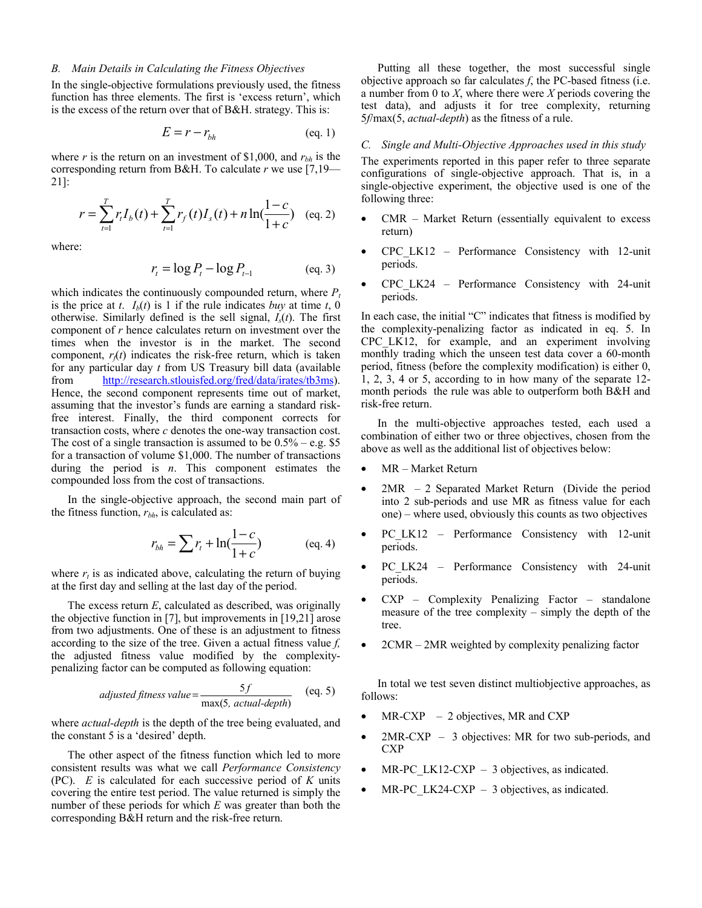### B. Main Details in Calculating the Fitness Objectives

In the single-objective formulations previously used, the fitness function has three elements. The first is 'excess return', which is the excess of the return over that of B&H. strategy. This is:

$$E = r - r_{bh} \qquad \text{(eq. 1)}$$

where $r$ is the return on an investment of \$1,000, and $r_{bh}$ is the corresponding return from B&H. To calculate $r$ we use [7,19—21]:

$$r = \sum_{t=1}^{T} r_t I_b(t) + \sum_{t=1}^{T} r_f(t) I_s(t) + n \ln\left(\frac{1-c}{1+c}\right) \qquad \text{(eq. 2)}$$

where:

$$r_t = \log P_t - \log P_{t-1} \qquad \text{(eq. 3)}$$

which indicates the continuously compounded return, where $P_t$ is the price at $t$. $I_b(t)$ is 1 if the rule indicates *buy* at time $t$, 0 otherwise. Similarly defined is the sell signal, $I_s(t)$. The first component of $r$ hence calculates return on investment over the times when the investor is in the market. The second component, $r_f(t)$ indicates the risk-free return, which is taken for any particular day $t$ from US Treasury bill data (available from http://research.stlouisfed.org/fred/data/irates/tb3ms). Hence, the second component represents time out of market, assuming that the investor's funds are earning a standard risk-free interest. Finally, the third component corrects for transaction costs, where $c$ denotes the one-way transaction cost. The cost of a single transaction is assumed to be 0.5% – e.g. \$5 for a transaction of volume \$1,000. The number of transactions during the period is $n$. This component estimates the compounded loss from the cost of transactions.

In the single-objective approach, the second main part of the fitness function, $r_{bh}$, is calculated as:

$$r_{bh} = \sum r_t + \ln\left(\frac{1-c}{1+c}\right) \qquad \text{(eq. 4)}$$

where $r_t$ is as indicated above, calculating the return of buying at the first day and selling at the last day of the period.

The excess return $E$, calculated as described, was originally the objective function in [7], but improvements in [19,21] arose from two adjustments. One of these is an adjustment to fitness according to the size of the tree. Given a actual fitness value $f$, the adjusted fitness value modified by the complexity-penalizing factor can be computed as following equation:

$$\textit{adjusted fitness value} = \frac{5f}{\max(5, \textit{actual-depth})} \qquad \text{(eq. 5)}$$

where *actual-depth* is the depth of the tree being evaluated, and the constant 5 is a 'desired' depth.

The other aspect of the fitness function which led to more consistent results was what we call *Performance Consistency* (PC). $E$ is calculated for each successive period of $K$ units covering the entire test period. The value returned is simply the number of these periods for which $E$ was greater than both the corresponding B&H return and the risk-free return.

Putting all these together, the most successful single objective approach so far calculates $f$, the PC-based fitness (i.e. a number from 0 to $X$, where there were $X$ periods covering the test data), and adjusts it for tree complexity, returning $5f/\max(5, \textit{actual-depth})$ as the fitness of a rule.

### C. Single and Multi-Objective Approaches used in this study

The experiments reported in this paper refer to three separate configurations of single-objective approach. That is, in a single-objective experiment, the objective used is one of the following three:

- CMR – Market Return (essentially equivalent to excess return)
- CPC_LK12 – Performance Consistency with 12-unit periods.
- CPC_LK24 – Performance Consistency with 24-unit periods.

In each case, the initial "C" indicates that fitness is modified by the complexity-penalizing factor as indicated in eq. 5. In CPC_LK12, for example, and an experiment involving monthly trading which the unseen test data cover a 60-month period, fitness (before the complexity modification) is either 0, 1, 2, 3, 4 or 5, according to in how many of the separate 12-month periods the rule was able to outperform both B&H and risk-free return.

In the multi-objective approaches tested, each used a combination of either two or three objectives, chosen from the above as well as the additional list of objectives below:

- MR – Market Return
- 2MR – 2 Separated Market Return (Divide the period into 2 sub-periods and use MR as fitness value for each one) – where used, obviously this counts as two objectives
- PC_LK12 – Performance Consistency with 12-unit periods.
- PC_LK24 – Performance Consistency with 24-unit periods.
- CXP – Complexity Penalizing Factor – standalone measure of the tree complexity – simply the depth of the tree.
- 2CMR – 2MR weighted by complexity penalizing factor

In total we test seven distinct multiobjective approaches, as follows:

- MR-CXP – 2 objectives, MR and CXP
- 2MR-CXP – 3 objectives: MR for two sub-periods, and CXP
- MR-PC_LK12-CXP – 3 objectives, as indicated.
- MR-PC_LK24-CXP – 3 objectives, as indicated.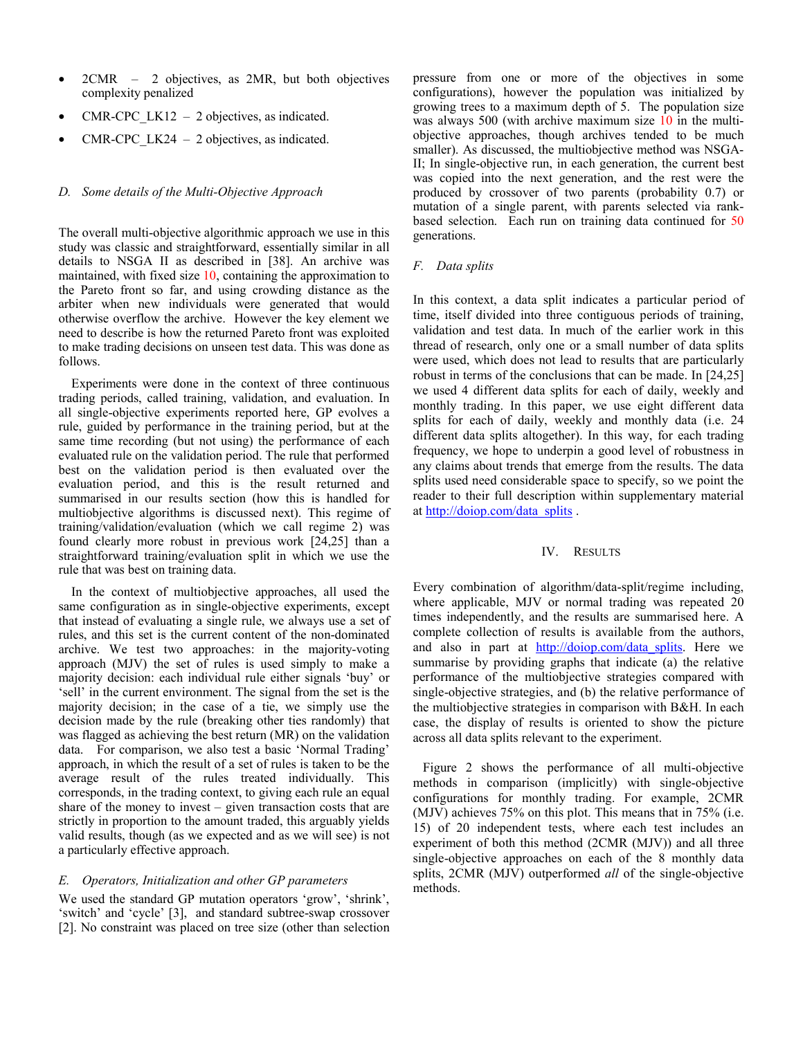- 2CMR – 2 objectives, as 2MR, but both objectives complexity penalized
- CMR-CPC_LK12 – 2 objectives, as indicated.
- CMR-CPC_LK24 – 2 objectives, as indicated.

### *D. Some details of the Multi-Objective Approach*

The overall multi-objective algorithmic approach we use in this study was classic and straightforward, essentially similar in all details to NSGA II as described in [38]. An archive was maintained, with fixed size 10, containing the approximation to the Pareto front so far, and using crowding distance as the arbiter when new individuals were generated that would otherwise overflow the archive. However the key element we need to describe is how the returned Pareto front was exploited to make trading decisions on unseen test data. This was done as follows.

Experiments were done in the context of three continuous trading periods, called training, validation, and evaluation. In all single-objective experiments reported here, GP evolves a rule, guided by performance in the training period, but at the same time recording (but not using) the performance of each evaluated rule on the validation period. The rule that performed best on the validation period is then evaluated over the evaluation period, and this is the result returned and summarised in our results section (how this is handled for multiobjective algorithms is discussed next). This regime of training/validation/evaluation (which we call regime 2) was found clearly more robust in previous work [24,25] than a straightforward training/evaluation split in which we use the rule that was best on training data.

In the context of multiobjective approaches, all used the same configuration as in single-objective experiments, except that instead of evaluating a single rule, we always use a set of rules, and this set is the current content of the non-dominated archive. We test two approaches: in the majority-voting approach (MJV) the set of rules is used simply to make a majority decision: each individual rule either signals 'buy' or 'sell' in the current environment. The signal from the set is the majority decision; in the case of a tie, we simply use the decision made by the rule (breaking other ties randomly) that was flagged as achieving the best return (MR) on the validation data. For comparison, we also test a basic 'Normal Trading' approach, in which the result of a set of rules is taken to be the average result of the rules treated individually. This corresponds, in the trading context, to giving each rule an equal share of the money to invest – given transaction costs that are strictly in proportion to the amount traded, this arguably yields valid results, though (as we expected and as we will see) is not a particularly effective approach.

### *E. Operators, Initialization and other GP parameters*

We used the standard GP mutation operators 'grow', 'shrink', 'switch' and 'cycle' [3], and standard subtree-swap crossover [2]. No constraint was placed on tree size (other than selection pressure from one or more of the objectives in some configurations), however the population was initialized by growing trees to a maximum depth of 5. The population size was always 500 (with archive maximum size 10 in the multi-objective approaches, though archives tended to be much smaller). As discussed, the multiobjective method was NSGA-II; In single-objective run, in each generation, the current best was copied into the next generation, and the rest were the produced by crossover of two parents (probability 0.7) or mutation of a single parent, with parents selected via rank-based selection. Each run on training data continued for 50 generations.

### *F. Data splits*

In this context, a data split indicates a particular period of time, itself divided into three contiguous periods of training, validation and test data. In much of the earlier work in this thread of research, only one or a small number of data splits were used, which does not lead to results that are particularly robust in terms of the conclusions that can be made. In [24,25] we used 4 different data splits for each of daily, weekly and monthly trading. In this paper, we use eight different data splits for each of daily, weekly and monthly data (i.e. 24 different data splits altogether). In this way, for each trading frequency, we hope to underpin a good level of robustness in any claims about trends that emerge from the results. The data splits used need considerable space to specify, so we point the reader to their full description within supplementary material at http://doiop.com/data_splits .

## IV. Results

Every combination of algorithm/data-split/regime including, where applicable, MJV or normal trading was repeated 20 times independently, and the results are summarised here. A complete collection of results is available from the authors, and also in part at http://doiop.com/data_splits. Here we summarise by providing graphs that indicate (a) the relative performance of the multiobjective strategies compared with single-objective strategies, and (b) the relative performance of the multiobjective strategies in comparison with B&H. In each case, the display of results is oriented to show the picture across all data splits relevant to the experiment.

Figure 2 shows the performance of all multi-objective methods in comparison (implicitly) with single-objective configurations for monthly trading. For example, 2CMR (MJV) achieves 75% on this plot. This means that in 75% (i.e. 15) of 20 independent tests, where each test includes an experiment of both this method (2CMR (MJV)) and all three single-objective approaches on each of the 8 monthly data splits, 2CMR (MJV) outperformed *all* of the single-objective methods.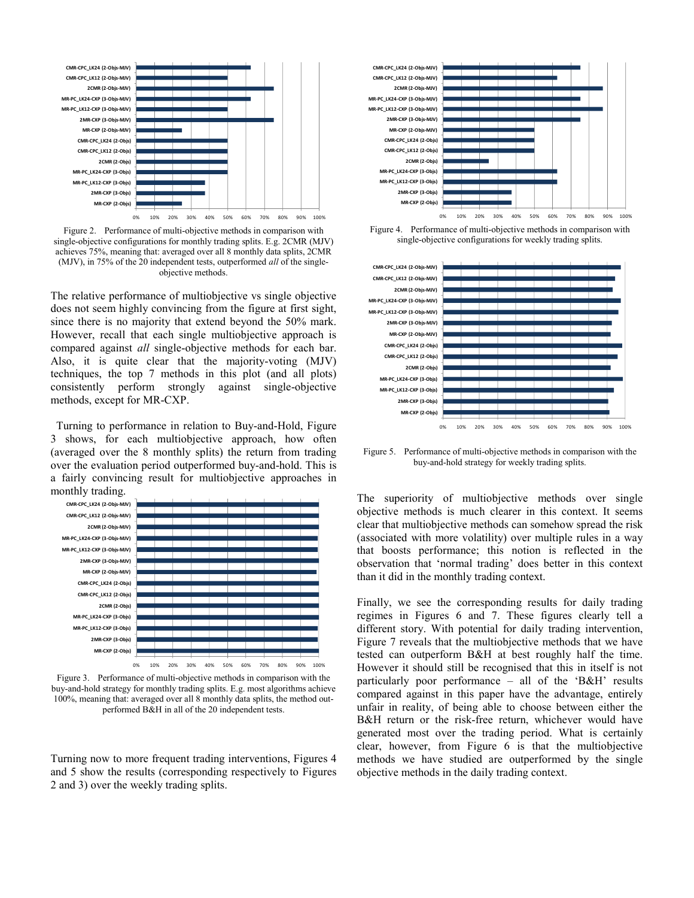Figure 2. Performance of multi-objective methods in comparison with single-objective configurations for monthly trading splits. E.g. 2CMR (MJV) achieves 75%, meaning that: averaged over all 8 monthly data splits, 2CMR (MJV), in 75% of the 20 independent tests, outperformed *all* of the single-objective methods.

The relative performance of multiobjective vs single objective does not seem highly convincing from the figure at first sight, since there is no majority that extend beyond the 50% mark. However, recall that each single multiobjective approach is compared against *all* single-objective methods for each bar. Also, it is quite clear that the majority-voting (MJV) techniques, the top 7 methods in this plot (and all plots) consistently perform strongly against single-objective methods, except for MR-CXP.

Turning to performance in relation to Buy-and-Hold, Figure 3 shows, for each multiobjective approach, how often (averaged over the 8 monthly splits) the return from trading over the evaluation period outperformed buy-and-hold. This is a fairly convincing result for multiobjective approaches in monthly trading.

Figure 3. Performance of multi-objective methods in comparison with the buy-and-hold strategy for monthly trading splits. E.g. most algorithms achieve 100%, meaning that: averaged over all 8 monthly data splits, the method out-performed B&H in all of the 20 independent tests.

Turning now to more frequent trading interventions, Figures 4 and 5 show the results (corresponding respectively to Figures 2 and 3) over the weekly trading splits.

Figure 4. Performance of multi-objective methods in comparison with single-objective configurations for weekly trading splits.

Figure 5. Performance of multi-objective methods in comparison with the buy-and-hold strategy for weekly trading splits.

The superiority of multiobjective methods over single objective methods is much clearer in this context. It seems clear that multiobjective methods can somehow spread the risk (associated with more volatility) over multiple rules in a way that boosts performance; this notion is reflected in the observation that 'normal trading' does better in this context than it did in the monthly trading context.

Finally, we see the corresponding results for daily trading regimes in Figures 6 and 7. These figures clearly tell a different story. With potential for daily trading intervention, Figure 7 reveals that the multiobjective methods that we have tested can outperform B&H at best roughly half the time. However it should still be recognised that this in itself is not particularly poor performance – all of the 'B&H' results compared against in this paper have the advantage, entirely unfair in reality, of being able to choose between either the B&H return or the risk-free return, whichever would have generated most over the trading period. What is certainly clear, however, from Figure 6 is that the multiobjective methods we have studied are outperformed by the single objective methods in the daily trading context.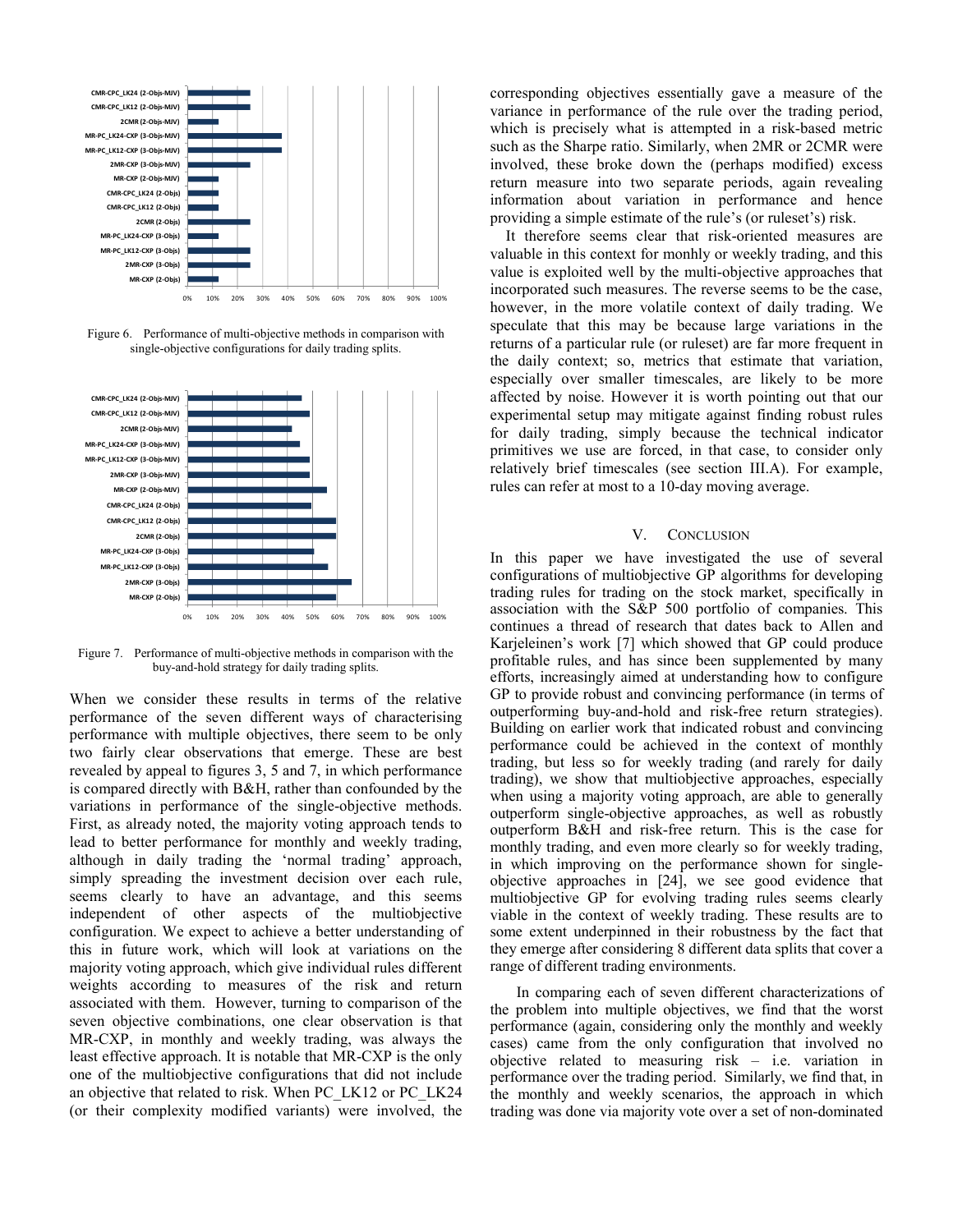Figure 6. Performance of multi-objective methods in comparison with single-objective configurations for daily trading splits.

Figure 7. Performance of multi-objective methods in comparison with the buy-and-hold strategy for daily trading splits.

When we consider these results in terms of the relative performance of the seven different ways of characterising performance with multiple objectives, there seem to be only two fairly clear observations that emerge. These are best revealed by appeal to figures 3, 5 and 7, in which performance is compared directly with B&H, rather than confounded by the variations in performance of the single-objective methods. First, as already noted, the majority voting approach tends to lead to better performance for monthly and weekly trading, although in daily trading the 'normal trading' approach, simply spreading the investment decision over each rule, seems clearly to have an advantage, and this seems independent of other aspects of the multiobjective configuration. We expect to achieve a better understanding of this in future work, which will look at variations on the majority voting approach, which give individual rules different weights according to measures of the risk and return associated with them. However, turning to comparison of the seven objective combinations, one clear observation is that MR-CXP, in monthly and weekly trading, was always the least effective approach. It is notable that MR-CXP is the only one of the multiobjective configurations that did not include an objective that related to risk. When PC_LK12 or PC_LK24 (or their complexity modified variants) were involved, the corresponding objectives essentially gave a measure of the variance in performance of the rule over the trading period, which is precisely what is attempted in a risk-based metric such as the Sharpe ratio. Similarly, when 2MR or 2CMR were involved, these broke down the (perhaps modified) excess return measure into two separate periods, again revealing information about variation in performance and hence providing a simple estimate of the rule's (or ruleset's) risk.

It therefore seems clear that risk-oriented measures are valuable in this context for monhly or weekly trading, and this value is exploited well by the multi-objective approaches that incorporated such measures. The reverse seems to be the case, however, in the more volatile context of daily trading. We speculate that this may be because large variations in the returns of a particular rule (or ruleset) are far more frequent in the daily context; so, metrics that estimate that variation, especially over smaller timescales, are likely to be more affected by noise. However it is worth pointing out that our experimental setup may mitigate against finding robust rules for daily trading, simply because the technical indicator primitives we use are forced, in that case, to consider only relatively brief timescales (see section III.A). For example, rules can refer at most to a 10-day moving average.

## V. Conclusion

In this paper we have investigated the use of several configurations of multiobjective GP algorithms for developing trading rules for trading on the stock market, specifically in association with the S&P 500 portfolio of companies. This continues a thread of research that dates back to Allen and Karjeleinen's work [7] which showed that GP could produce profitable rules, and has since been supplemented by many efforts, increasingly aimed at understanding how to configure GP to provide robust and convincing performance (in terms of outperforming buy-and-hold and risk-free return strategies). Building on earlier work that indicated robust and convincing performance could be achieved in the context of monthly trading, but less so for weekly trading (and rarely for daily trading), we show that multiobjective approaches, especially when using a majority voting approach, are able to generally outperform single-objective approaches, as well as robustly outperform B&H and risk-free return. This is the case for monthly trading, and even more clearly so for weekly trading, in which improving on the performance shown for single-objective approaches in [24], we see good evidence that multiobjective GP for evolving trading rules seems clearly viable in the context of weekly trading. These results are to some extent underpinned in their robustness by the fact that they emerge after considering 8 different data splits that cover a range of different trading environments.

In comparing each of seven different characterizations of the problem into multiple objectives, we find that the worst performance (again, considering only the monthly and weekly cases) came from the only configuration that involved no objective related to measuring risk – i.e. variation in performance over the trading period. Similarly, we find that, in the monthly and weekly scenarios, the approach in which trading was done via majority vote over a set of non-dominated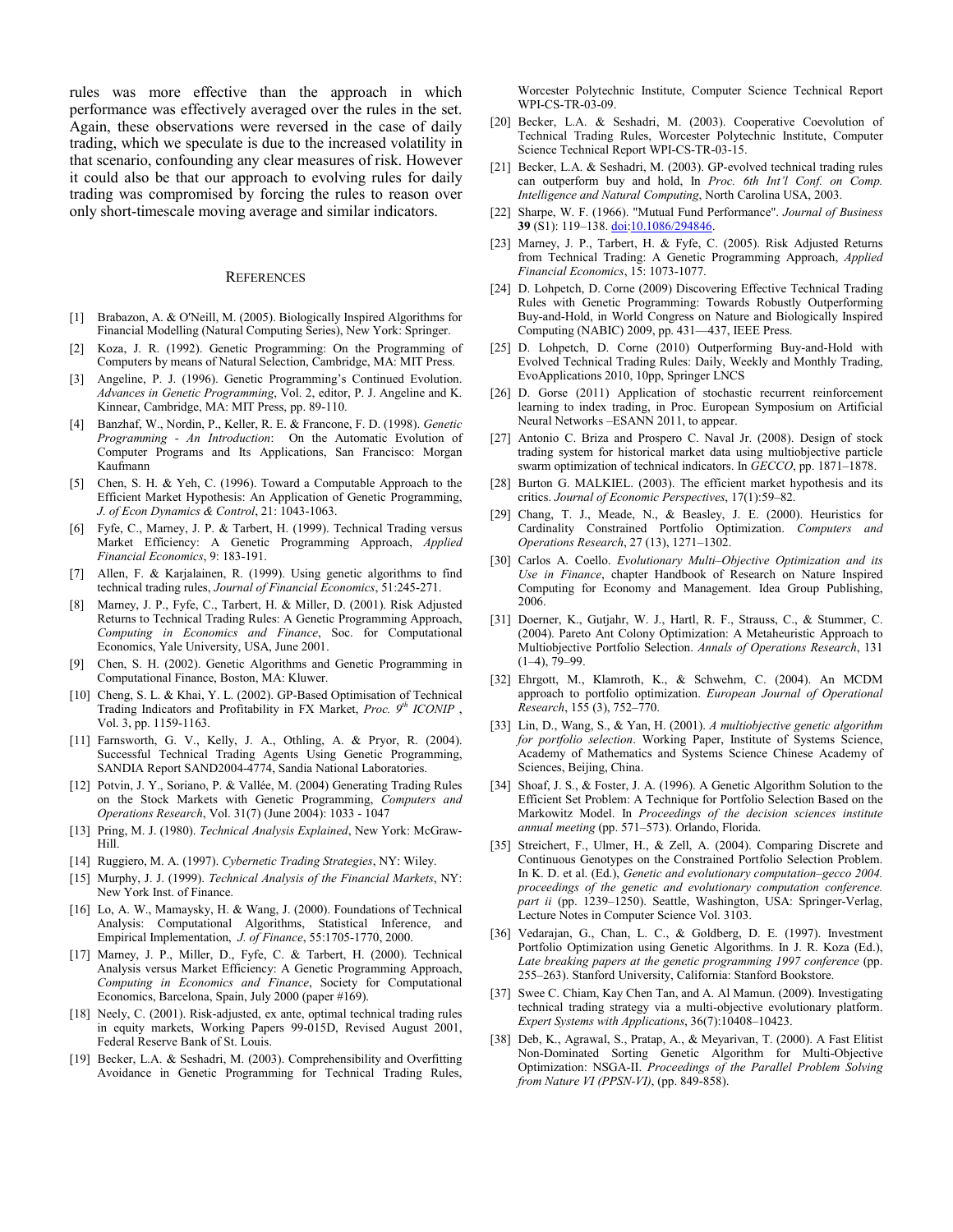rules was more effective than the approach in which performance was effectively averaged over the rules in the set. Again, these observations were reversed in the case of daily trading, which we speculate is due to the increased volatility in that scenario, confounding any clear measures of risk. However it could also be that our approach to evolving rules for daily trading was compromised by forcing the rules to reason over only short-timescale moving average and similar indicators.

## References

1. [1] Brabazon, A. & O'Neill, M. (2005). Biologically Inspired Algorithms for Financial Modelling (Natural Computing Series), New York: Springer.
2. [2] Koza, J. R. (1992). Genetic Programming: On the Programming of Computers by means of Natural Selection, Cambridge, MA: MIT Press.
3. [3] Angeline, P. J. (1996). Genetic Programming's Continued Evolution. *Advances in Genetic Programming*, Vol. 2, editor, P. J. Angeline and K. Kinnear, Cambridge, MA: MIT Press, pp. 89-110.
4. [4] Banzhaf, W., Nordin, P., Keller, R. E. & Francone, F. D. (1998). *Genetic Programming - An Introduction*: On the Automatic Evolution of Computer Programs and Its Applications, San Francisco: Morgan Kaufmann
5. [5] Chen, S. H. & Yeh, C. (1996). Toward a Computable Approach to the Efficient Market Hypothesis: An Application of Genetic Programming, *J. of Econ Dynamics & Control*, 21: 1043-1063.
6. [6] Fyfe, C., Marney, J. P. & Tarbert, H. (1999). Technical Trading versus Market Efficiency: A Genetic Programming Approach, *Applied Financial Economics*, 9: 183-191.
7. [7] Allen, F. & Karjalainen, R. (1999). Using genetic algorithms to find technical trading rules, *Journal of Financial Economics*, 51:245-271.
8. [8] Marney, J. P., Fyfe, C., Tarbert, H. & Miller, D. (2001). Risk Adjusted Returns to Technical Trading Rules: A Genetic Programming Approach, *Computing in Economics and Finance*, Soc. for Computational Economics, Yale University, USA, June 2001.
9. [9] Chen, S. H. (2002). Genetic Algorithms and Genetic Programming in Computational Finance, Boston, MA: Kluwer.
10. [10] Cheng, S. L. & Khai, Y. L. (2002). GP-Based Optimisation of Technical Trading Indicators and Profitability in FX Market, *Proc. 9th ICONIP* , Vol. 3, pp. 1159-1163.
11. [11] Farnsworth, G. V., Kelly, J. A., Othling, A. & Pryor, R. (2004). Successful Technical Trading Agents Using Genetic Programming, SANDIA Report SAND2004-4774, Sandia National Laboratories.
12. [12] Potvin, J. Y., Soriano, P. & Vallée, M. (2004) Generating Trading Rules on the Stock Markets with Genetic Programming, *Computers and Operations Research*, Vol. 31(7) (June 2004): 1033 - 1047
13. [13] Pring, M. J. (1980). *Technical Analysis Explained*, New York: McGraw-Hill.
14. [14] Ruggiero, M. A. (1997). *Cybernetic Trading Strategies*, NY: Wiley.
15. [15] Murphy, J. J. (1999). *Technical Analysis of the Financial Markets*, NY: New York Inst. of Finance.
16. [16] Lo, A. W., Mamaysky, H. & Wang, J. (2000). Foundations of Technical Analysis: Computational Algorithms, Statistical Inference, and Empirical Implementation, *J. of Finance*, 55:1705-1770, 2000.
17. [17] Marney, J. P., Miller, D., Fyfe, C. & Tarbert, H. (2000). Technical Analysis versus Market Efficiency: A Genetic Programming Approach, *Computing in Economics and Finance*, Society for Computational Economics, Barcelona, Spain, July 2000 (paper #169).
18. [18] Neely, C. (2001). Risk-adjusted, ex ante, optimal technical trading rules in equity markets, Working Papers 99-015D, Revised August 2001, Federal Reserve Bank of St. Louis.
19. [19] Becker, L.A. & Seshadri, M. (2003). Comprehensibility and Overfitting Avoidance in Genetic Programming for Technical Trading Rules, Worcester Polytechnic Institute, Computer Science Technical Report WPI-CS-TR-03-09.
20. [20] Becker, L.A. & Seshadri, M. (2003). Cooperative Coevolution of Technical Trading Rules, Worcester Polytechnic Institute, Computer Science Technical Report WPI-CS-TR-03-15.
21. [21] Becker, L.A. & Seshadri, M. (2003). GP-evolved technical trading rules can outperform buy and hold, In *Proc. 6th Int'l Conf. on Comp. Intelligence and Natural Computing*, North Carolina USA, 2003.
22. [22] Sharpe, W. F. (1966). "Mutual Fund Performance". *Journal of Business* **39** (S1): 119–138. doi:10.1086/294846.
23. [23] Marney, J. P., Tarbert, H. & Fyfe, C. (2005). Risk Adjusted Returns from Technical Trading: A Genetic Programming Approach, *Applied Financial Economics*, 15: 1073-1077.
24. [24] D. Lohpetch, D. Corne (2009) Discovering Effective Technical Trading Rules with Genetic Programming: Towards Robustly Outperforming Buy-and-Hold, in World Congress on Nature and Biologically Inspired Computing (NABIC) 2009, pp. 431—437, IEEE Press.
25. [25] D. Lohpetch, D. Corne (2010) Outperforming Buy-and-Hold with Evolved Technical Trading Rules: Daily, Weekly and Monthly Trading, EvoApplications 2010, 10pp, Springer LNCS
26. [26] D. Gorse (2011) Application of stochastic recurrent reinforcement learning to index trading, in Proc. European Symposium on Artificial Neural Networks –ESANN 2011, to appear.
27. [27] Antonio C. Briza and Prospero C. Naval Jr. (2008). Design of stock trading system for historical market data using multiobjective particle swarm optimization of technical indicators. In *GECCO*, pp. 1871–1878.
28. [28] Burton G. MALKIEL. (2003). The efficient market hypothesis and its critics. *Journal of Economic Perspectives*, 17(1):59–82.
29. [29] Chang, T. J., Meade, N., & Beasley, J. E. (2000). Heuristics for Cardinality Constrained Portfolio Optimization. *Computers and Operations Research*, 27 (13), 1271–1302.
30. [30] Carlos A. Coello. *Evolutionary Multi–Objective Optimization and its Use in Finance*, chapter Handbook of Research on Nature Inspired Computing for Economy and Management. Idea Group Publishing, 2006.
31. [31] Doerner, K., Gutjahr, W. J., Hartl, R. F., Strauss, C., & Stummer, C. (2004). Pareto Ant Colony Optimization: A Metaheuristic Approach to Multiobjective Portfolio Selection. *Annals of Operations Research*, 131 (1–4), 79–99.
32. [32] Ehrgott, M., Klamroth, K., & Schwehm, C. (2004). An MCDM approach to portfolio optimization. *European Journal of Operational Research*, 155 (3), 752–770.
33. [33] Lin, D., Wang, S., & Yan, H. (2001). *A multiobjective genetic algorithm for portfolio selection*. Working Paper, Institute of Systems Science, Academy of Mathematics and Systems Science Chinese Academy of Sciences, Beijing, China.
34. [34] Shoaf, J. S., & Foster, J. A. (1996). A Genetic Algorithm Solution to the Efficient Set Problem: A Technique for Portfolio Selection Based on the Markowitz Model. In *Proceedings of the decision sciences institute annual meeting* (pp. 571–573). Orlando, Florida.
35. [35] Streichert, F., Ulmer, H., & Zell, A. (2004). Comparing Discrete and Continuous Genotypes on the Constrained Portfolio Selection Problem. In K. D. et al. (Ed.), *Genetic and evolutionary computation–gecco 2004. proceedings of the genetic and evolutionary computation conference. part ii* (pp. 1239–1250). Seattle, Washington, USA: Springer-Verlag, Lecture Notes in Computer Science Vol. 3103.
36. [36] Vedarajan, G., Chan, L. C., & Goldberg, D. E. (1997). Investment Portfolio Optimization using Genetic Algorithms. In J. R. Koza (Ed.), *Late breaking papers at the genetic programming 1997 conference* (pp. 255–263). Stanford University, California: Stanford Bookstore.
37. [37] Swee C. Chiam, Kay Chen Tan, and A. Al Mamun. (2009). Investigating technical trading strategy via a multi-objective evolutionary platform. *Expert Systems with Applications*, 36(7):10408–10423.
38. [38] Deb, K., Agrawal, S., Pratap, A., & Meyarivan, T. (2000). A Fast Elitist Non-Dominated Sorting Genetic Algorithm for Multi-Objective Optimization: NSGA-II. *Proceedings of the Parallel Problem Solving from Nature VI (PPSN-VI)*, (pp. 849-858).